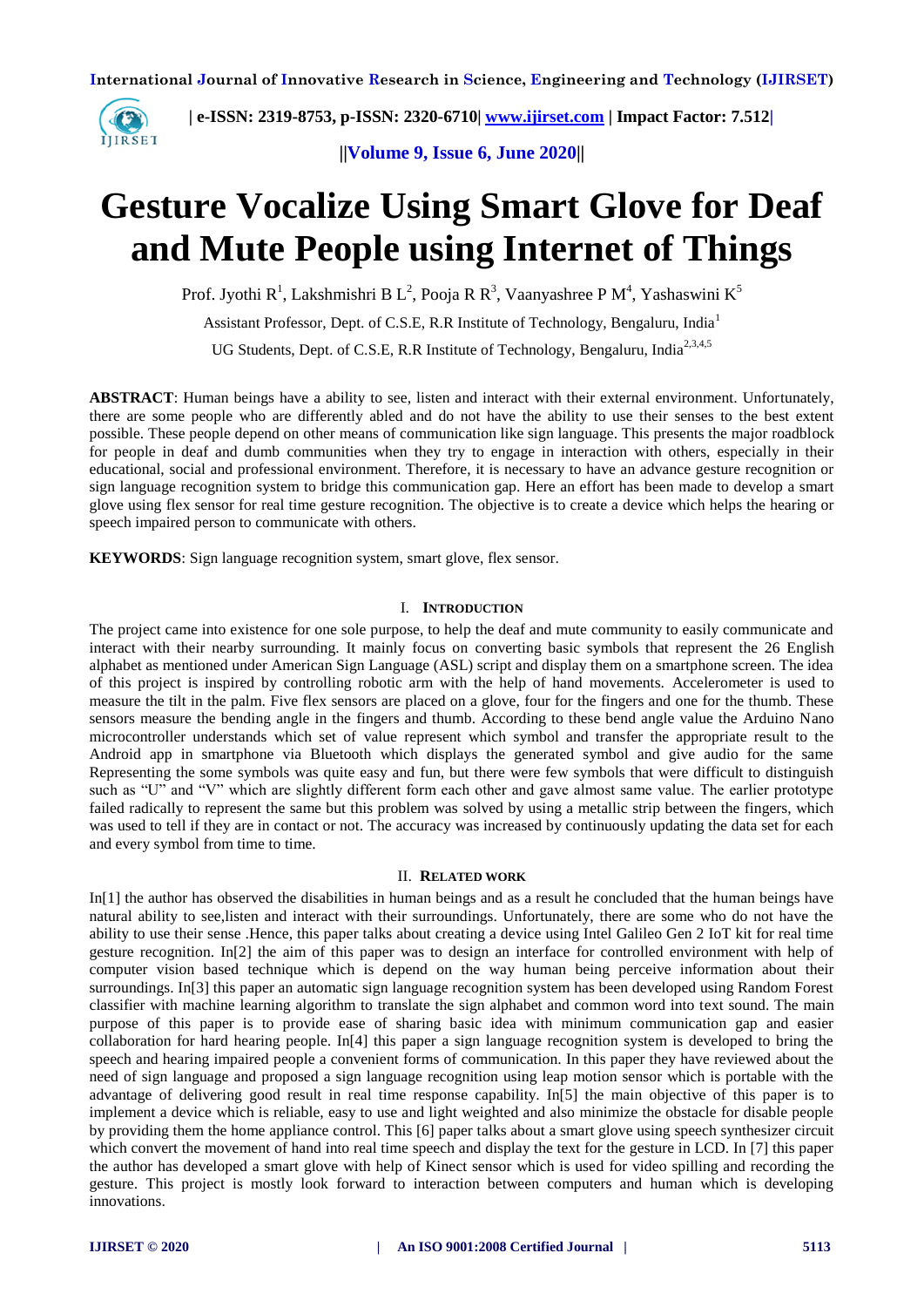# Gesture Vocalize Using Smart Glove for Deaf and Mute People using Internet of Things

Prof. Jyothi R[1], Lakshmishri B L[2], Pooja R R[3], Vaanyashree P M[4], Yashaswini K[5]

Assistant Professor, Dept. of C.S.E, R.R Institute of Technology, Bengaluru, India[1]

UG Students, Dept. of C.S.E, R.R Institute of Technology, Bengaluru, India[2,3,4,5]

**ABSTRACT**: Human beings have a ability to see, listen and interact with their external environment. Unfortunately, there are some people who are differently abled and do not have the ability to use their senses to the best extent possible. These people depend on other means of communication like sign language. This presents the major roadblock for people in deaf and dumb communities when they try to engage in interaction with others, especially in their educational, social and professional environment. Therefore, it is necessary to have an advance gesture recognition or sign language recognition system to bridge this communication gap. Here an effort has been made to develop a smart glove using flex sensor for real time gesture recognition. The objective is to create a device which helps the hearing or speech impaired person to communicate with others.

**KEYWORDS**: Sign language recognition system, smart glove, flex sensor.

## I. INTRODUCTION

The project came into existence for one sole purpose, to help the deaf and mute community to easily communicate and interact with their nearby surrounding. It mainly focus on converting basic symbols that represent the 26 English alphabet as mentioned under American Sign Language (ASL) script and display them on a smartphone screen. The idea of this project is inspired by controlling robotic arm with the help of hand movements. Accelerometer is used to measure the tilt in the palm. Five flex sensors are placed on a glove, four for the fingers and one for the thumb. These sensors measure the bending angle in the fingers and thumb. According to these bend angle value the Arduino Nano microcontroller understands which set of value represent which symbol and transfer the appropriate result to the Android app in smartphone via Bluetooth which displays the generated symbol and give audio for the same Representing the some symbols was quite easy and fun, but there were few symbols that were difficult to distinguish such as "U" and "V" which are slightly different form each other and gave almost same value. The earlier prototype failed radically to represent the same but this problem was solved by using a metallic strip between the fingers, which was used to tell if they are in contact or not. The accuracy was increased by continuously updating the data set for each and every symbol from time to time.

## II. RELATED WORK

In[1] the author has observed the disabilities in human beings and as a result he concluded that the human beings have natural ability to see,listen and interact with their surroundings. Unfortunately, there are some who do not have the ability to use their sense .Hence, this paper talks about creating a device using Intel Galileo Gen 2 IoT kit for real time gesture recognition. In[2] the aim of this paper was to design an interface for controlled environment with help of computer vision based technique which is depend on the way human being perceive information about their surroundings. In[3] this paper an automatic sign language recognition system has been developed using Random Forest classifier with machine learning algorithm to translate the sign alphabet and common word into text sound. The main purpose of this paper is to provide ease of sharing basic idea with minimum communication gap and easier collaboration for hard hearing people. In[4] this paper a sign language recognition system is developed to bring the speech and hearing impaired people a convenient forms of communication. In this paper they have reviewed about the need of sign language and proposed a sign language recognition using leap motion sensor which is portable with the advantage of delivering good result in real time response capability. In[5] the main objective of this paper is to implement a device which is reliable, easy to use and light weighted and also minimize the obstacle for disable people by providing them the home appliance control. This [6] paper talks about a smart glove using speech synthesizer circuit which convert the movement of hand into real time speech and display the text for the gesture in LCD. In [7] this paper the author has developed a smart glove with help of Kinect sensor which is used for video spilling and recording the gesture. This project is mostly look forward to interaction between computers and human which is developing innovations.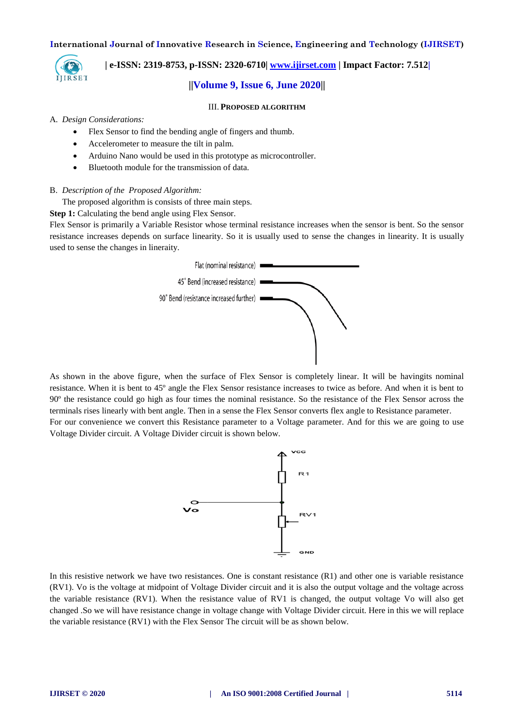### III. PROPOSED ALGORITHM

A. *Design Considerations:*

- Flex Sensor to find the bending angle of fingers and thumb.
- Accelerometer to measure the tilt in palm.
- Arduino Nano would be used in this prototype as microcontroller.
- Bluetooth module for the transmission of data.

B. *Description of the Proposed Algorithm:*

The proposed algorithm is consists of three main steps.

**Step 1:** Calculating the bend angle using Flex Sensor.

Flex Sensor is primarily a Variable Resistor whose terminal resistance increases when the sensor is bent. So the sensor resistance increases depends on surface linearity. So it is usually used to sense the changes in linearity. It is usually used to sense the changes in linearity.

Flat (nominal resistance)

45° Bend (increased resistance)

90° Bend (resistance increased further)

As shown in the above figure, when the surface of Flex Sensor is completely linear. It will be havingits nominal resistance. When it is bent to 45º angle the Flex Sensor resistance increases to twice as before. And when it is bent to 90º the resistance could go high as four times the nominal resistance. So the resistance of the Flex Sensor across the terminals rises linearly with bent angle. Then in a sense the Flex Sensor converts flex angle to Resistance parameter.
For our convenience we convert this Resistance parameter to a Voltage parameter. And for this we are going to use Voltage Divider circuit. A Voltage Divider circuit is shown below.

VCC

R1

Vo

RV1

GND

In this resistive network we have two resistances. One is constant resistance (R1) and other one is variable resistance (RV1). Vo is the voltage at midpoint of Voltage Divider circuit and it is also the output voltage and the voltage across the variable resistance (RV1). When the resistance value of RV1 is changed, the output voltage Vo will also get changed .So we will have resistance change in voltage change with Voltage Divider circuit. Here in this we will replace the variable resistance (RV1) with the Flex Sensor The circuit will be as shown below.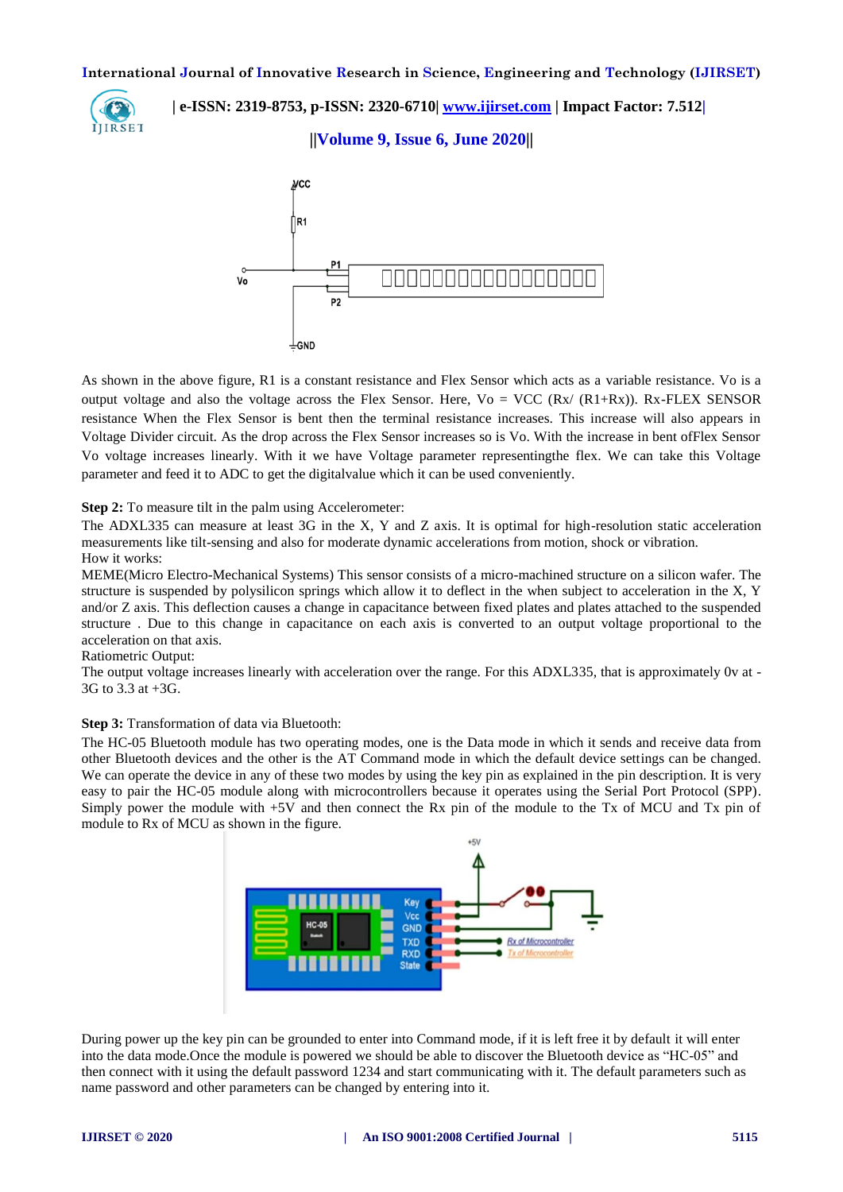As shown in the above figure, R1 is a constant resistance and Flex Sensor which acts as a variable resistance. Vo is a output voltage and also the voltage across the Flex Sensor. Here, Vo = VCC (Rx/ (R1+Rx)). Rx-FLEX SENSOR resistance When the Flex Sensor is bent then the terminal resistance increases. This increase will also appears in Voltage Divider circuit. As the drop across the Flex Sensor increases so is Vo. With the increase in bent ofFlex Sensor Vo voltage increases linearly. With it we have Voltage parameter representingthe flex. We can take this Voltage parameter and feed it to ADC to get the digitalvalue which it can be used conveniently.

**Step 2:** To measure tilt in the palm using Accelerometer:

The ADXL335 can measure at least 3G in the X, Y and Z axis. It is optimal for high-resolution static acceleration measurements like tilt-sensing and also for moderate dynamic accelerations from motion, shock or vibration.

How it works:

MEME(Micro Electro-Mechanical Systems) This sensor consists of a micro-machined structure on a silicon wafer. The structure is suspended by polysilicon springs which allow it to deflect in the when subject to acceleration in the X, Y and/or Z axis. This deflection causes a change in capacitance between fixed plates and plates attached to the suspended structure . Due to this change in capacitance on each axis is converted to an output voltage proportional to the acceleration on that axis.

Ratiometric Output:

The output voltage increases linearly with acceleration over the range. For this ADXL335, that is approximately 0v at -3G to 3.3 at +3G.

**Step 3:** Transformation of data via Bluetooth:

The HC-05 Bluetooth module has two operating modes, one is the Data mode in which it sends and receive data from other Bluetooth devices and the other is the AT Command mode in which the default device settings can be changed. We can operate the device in any of these two modes by using the key pin as explained in the pin description. It is very easy to pair the HC-05 module along with microcontrollers because it operates using the Serial Port Protocol (SPP). Simply power the module with +5V and then connect the Rx pin of the module to the Tx of MCU and Tx pin of module to Rx of MCU as shown in the figure.

During power up the key pin can be grounded to enter into Command mode, if it is left free it by default it will enter into the data mode.Once the module is powered we should be able to discover the Bluetooth device as "HC-05" and then connect with it using the default password 1234 and start communicating with it. The default parameters such as name password and other parameters can be changed by entering into it.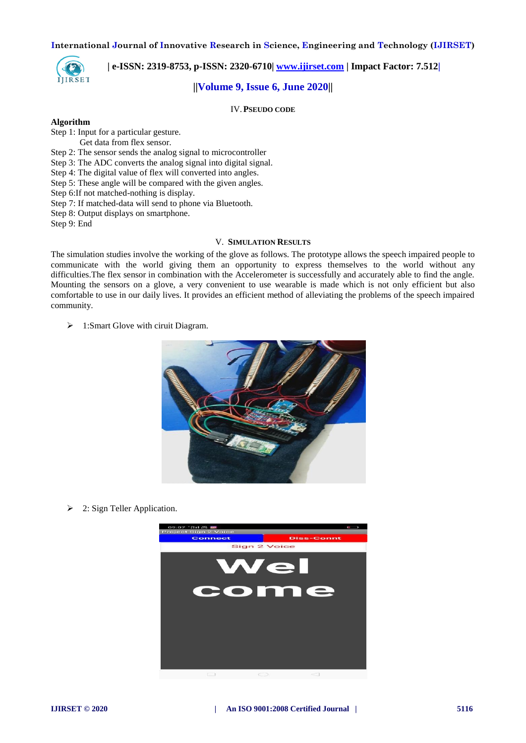## IV. PSEUDO CODE

**Algorithm**

Step 1: Input for a particular gesture.
Get data from flex sensor.
Step 2: The sensor sends the analog signal to microcontroller
Step 3: The ADC converts the analog signal into digital signal.
Step 4: The digital value of flex will converted into angles.
Step 5: These angle will be compared with the given angles.
Step 6:If not matched-nothing is display.
Step 7: If matched-data will send to phone via Bluetooth.
Step 8: Output displays on smartphone.
Step 9: End

## V. SIMULATION RESULTS

The simulation studies involve the working of the glove as follows. The prototype allows the speech impaired people to communicate with the world giving them an opportunity to express themselves to the world without any difficulties.The flex sensor in combination with the Accelerometer is successfully and accurately able to find the angle. Mounting the sensors on a glove, a very convenient to use wearable is made which is not only efficient but also comfortable to use in our daily lives. It provides an efficient method of alleviating the problems of the speech impaired community.

- 1:Smart Glove with ciruit Diagram.

- 2: Sign Teller Application.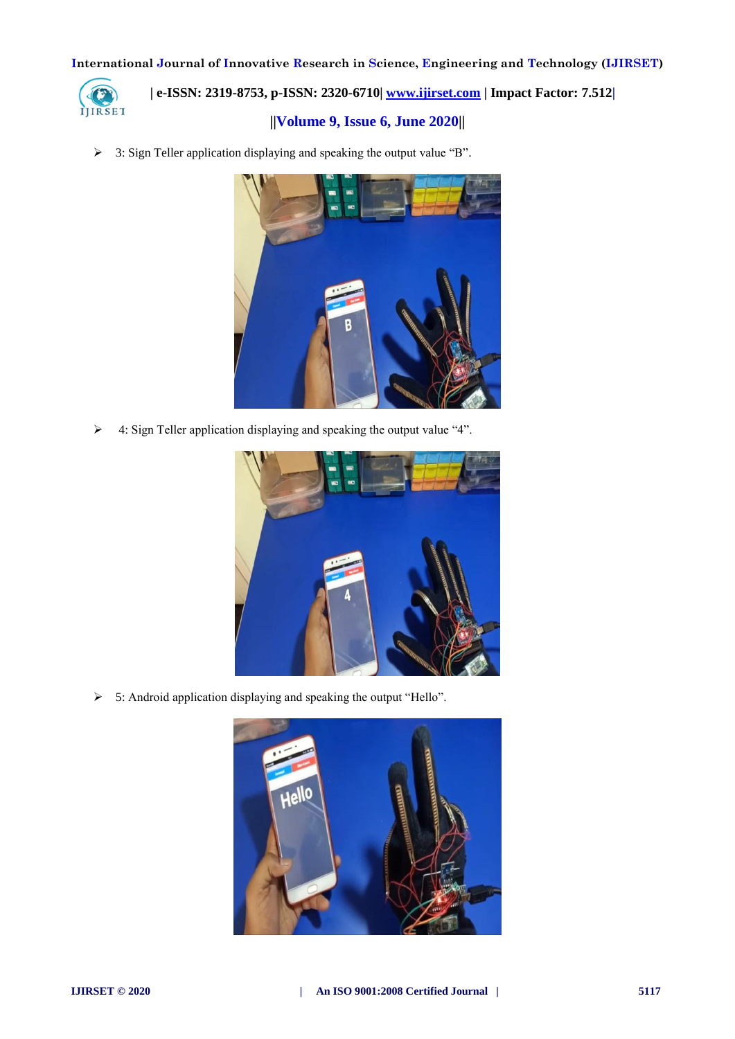- 3: Sign Teller application displaying and speaking the output value “B”.

- 4: Sign Teller application displaying and speaking the output value “4”.

- 5: Android application displaying and speaking the output “Hello”.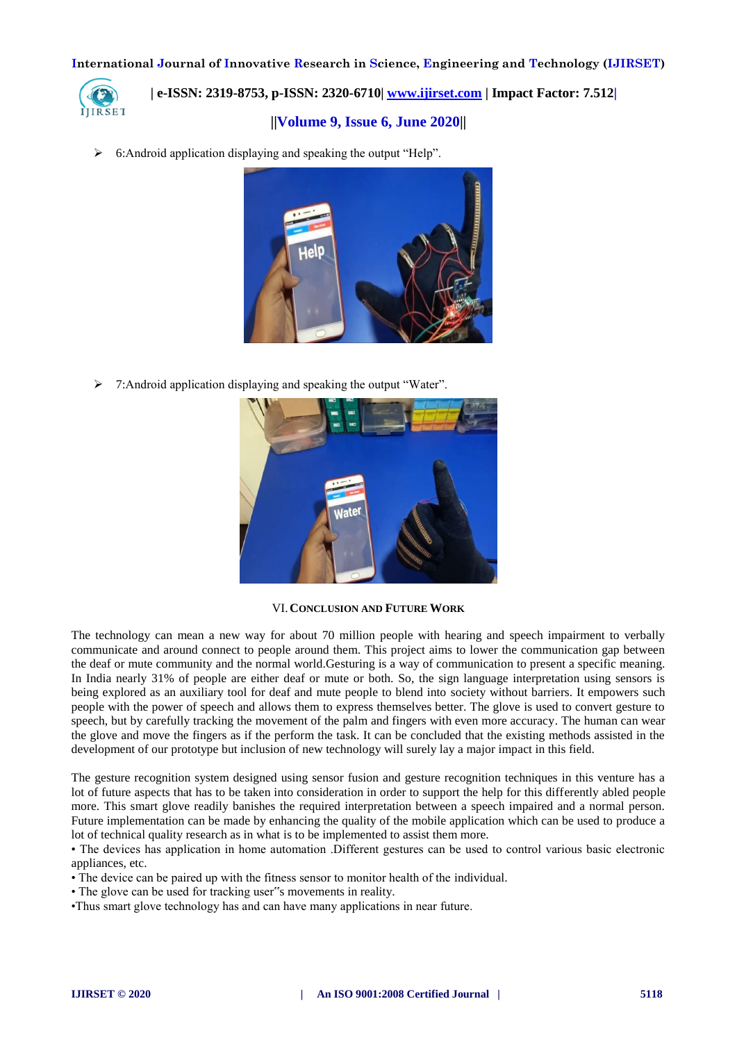- 6:Android application displaying and speaking the output “Help”.

- 7:Android application displaying and speaking the output “Water”.

## VI. Conclusion and Future Work

The technology can mean a new way for about 70 million people with hearing and speech impairment to verbally communicate and around connect to people around them. This project aims to lower the communication gap between the deaf or mute community and the normal world.Gesturing is a way of communication to present a specific meaning. In India nearly 31% of people are either deaf or mute or both. So, the sign language interpretation using sensors is being explored as an auxiliary tool for deaf and mute people to blend into society without barriers. It empowers such people with the power of speech and allows them to express themselves better. The glove is used to convert gesture to speech, but by carefully tracking the movement of the palm and fingers with even more accuracy. The human can wear the glove and move the fingers as if the perform the task. It can be concluded that the existing methods assisted in the development of our prototype but inclusion of new technology will surely lay a major impact in this field.

The gesture recognition system designed using sensor fusion and gesture recognition techniques in this venture has a lot of future aspects that has to be taken into consideration in order to support the help for this differently abled people more. This smart glove readily banishes the required interpretation between a speech impaired and a normal person. Future implementation can be made by enhancing the quality of the mobile application which can be used to produce a lot of technical quality research as in what is to be implemented to assist them more.

- The devices has application in home automation .Different gestures can be used to control various basic electronic appliances, etc.
- The device can be paired up with the fitness sensor to monitor health of the individual.
- The glove can be used for tracking user"s movements in reality.
- Thus smart glove technology has and can have many applications in near future.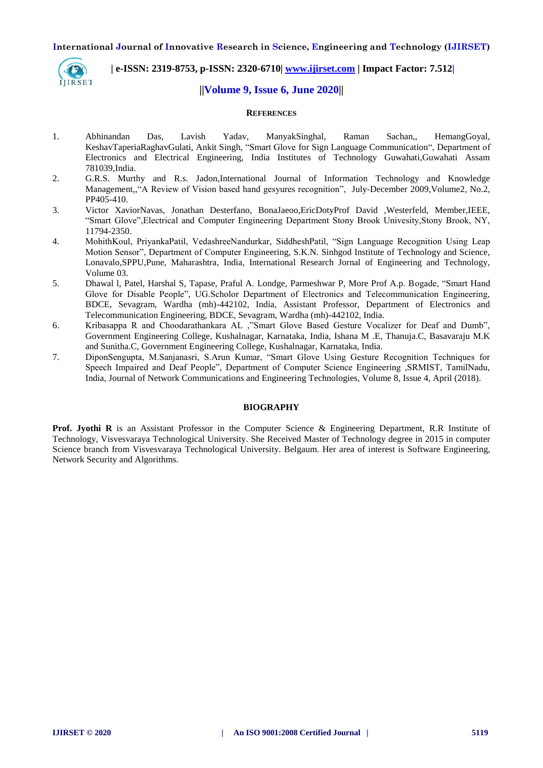## REFERENCES

1. Abhinandan Das, Lavish Yadav, ManyakSinghal, Raman Sachan,, HemangGoyal, KeshavTaperiaRaghavGulati, Ankit Singh, "Smart Glove for Sign Language Communication", Department of Electronics and Electrical Engineering, India Institutes of Technology Guwahati,Guwahati Assam 781039,India.
2. G.R.S. Murthy and R.s. Jadon,International Journal of Information Technology and Knowledge Management,,"A Review of Vision based hand gesyures recognition", July-December 2009,Volume2, No.2, PP405-410.
3. Victor XaviorNavas, Jonathan Desterfano, BonaJaeoo,EricDotyProf David ,Westerfeld, Member,IEEE, "Smart Glove",Electrical and Computer Engineering Department Stony Brook Univesity,Stony Brook, NY, 11794-2350.
4. MohithKoul, PriyankaPatil, VedashreeNandurkar, SiddheshPatil, "Sign Language Recognition Using Leap Motion Sensor", Department of Computer Engineering, S.K.N. Sinhgod Institute of Technology and Science, Lonavalo,SPPU,Pune, Maharashtra, India, International Research Jornal of Engineering and Technology, Volume 03.
5. Dhawal l, Patel, Harshal S, Tapase, Praful A. Londge, Parmeshwar P, More Prof A.p. Bogade, "Smart Hand Glove for Disable People", UG.Scholor Department of Electronics and Telecommunication Engineering, BDCE, Sevagram, Wardha (mh)-442102, India, Assistant Professor, Department of Electronics and Telecommunication Engineering, BDCE, Sevagram, Wardha (mh)-442102, India.
6. Kribasappa R and Choodarathankara AL ,"Smart Glove Based Gesture Vocalizer for Deaf and Dumb", Government Engineering College, Kushalnagar, Karnataka, India, Ishana M .E, Thanuja.C, Basavaraju M.K and Sunitha.C, Government Engineering College, Kushalnagar, Karnataka, India.
7. DiponSengupta, M.Sanjanasri, S.Arun Kumar, "Smart Glove Using Gesture Recognition Techniques for Speech Impaired and Deaf People", Department of Computer Science Engineering ,SRMIST, TamilNadu, India, Journal of Network Communications and Engineering Technologies, Volume 8, Issue 4, April (2018).

## BIOGRAPHY

**Prof. Jyothi R** is an Assistant Professor in the Computer Science & Engineering Department, R.R Institute of Technology, Visvesvaraya Technological University. She Received Master of Technology degree in 2015 in computer Science branch from Visvesvaraya Technological University. Belgaum. Her area of interest is Software Engineering, Network Security and Algorithms.